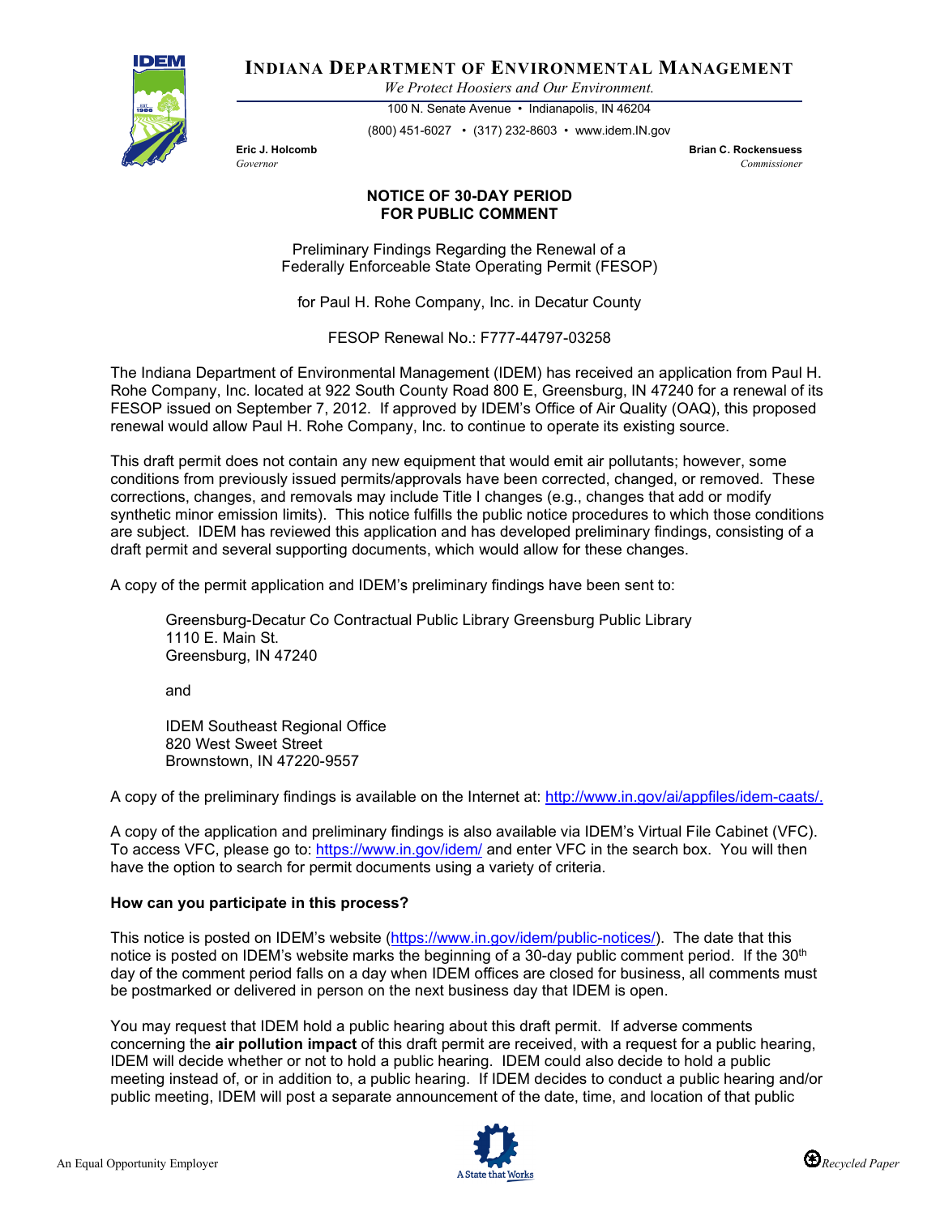**INDIANA DEPARTMENT OF ENVIRONMENTAL MANAGEMENT**

*We Protect Hoosiers and Our Environment.*

100 N. Senate Avenue • Indianapolis, IN 46204

(800) 451-6027 • (317) 232-8603 • www.idem.IN.gov

**Eric J. Holcomb**
*Governor*

**Brian C. Rockensuess**
*Commissioner*

**NOTICE OF 30-DAY PERIOD FOR PUBLIC COMMENT**

Preliminary Findings Regarding the Renewal of a Federally Enforceable State Operating Permit (FESOP)

for Paul H. Rohe Company, Inc. in Decatur County

FESOP Renewal No.: F777-44797-03258

The Indiana Department of Environmental Management (IDEM) has received an application from Paul H. Rohe Company, Inc. located at 922 South County Road 800 E, Greensburg, IN 47240 for a renewal of its FESOP issued on September 7, 2012. If approved by IDEM's Office of Air Quality (OAQ), this proposed renewal would allow Paul H. Rohe Company, Inc. to continue to operate its existing source.

This draft permit does not contain any new equipment that would emit air pollutants; however, some conditions from previously issued permits/approvals have been corrected, changed, or removed. These corrections, changes, and removals may include Title I changes (e.g., changes that add or modify synthetic minor emission limits). This notice fulfills the public notice procedures to which those conditions are subject. IDEM has reviewed this application and has developed preliminary findings, consisting of a draft permit and several supporting documents, which would allow for these changes.

A copy of the permit application and IDEM's preliminary findings have been sent to:

Greensburg-Decatur Co Contractual Public Library Greensburg Public Library
1110 E. Main St.
Greensburg, IN 47240

and

IDEM Southeast Regional Office
820 West Sweet Street
Brownstown, IN 47220-9557

A copy of the preliminary findings is available on the Internet at: http://www.in.gov/ai/appfiles/idem-caats/.

A copy of the application and preliminary findings is also available via IDEM's Virtual File Cabinet (VFC). To access VFC, please go to: https://www.in.gov/idem/ and enter VFC in the search box. You will then have the option to search for permit documents using a variety of criteria.

**How can you participate in this process?**

This notice is posted on IDEM's website (https://www.in.gov/idem/public-notices/). The date that this notice is posted on IDEM's website marks the beginning of a 30-day public comment period. If the 30th day of the comment period falls on a day when IDEM offices are closed for business, all comments must be postmarked or delivered in person on the next business day that IDEM is open.

You may request that IDEM hold a public hearing about this draft permit. If adverse comments concerning the **air pollution impact** of this draft permit are received, with a request for a public hearing, IDEM will decide whether or not to hold a public hearing. IDEM could also decide to hold a public meeting instead of, or in addition to, a public hearing. If IDEM decides to conduct a public hearing and/or public meeting, IDEM will post a separate announcement of the date, time, and location of that public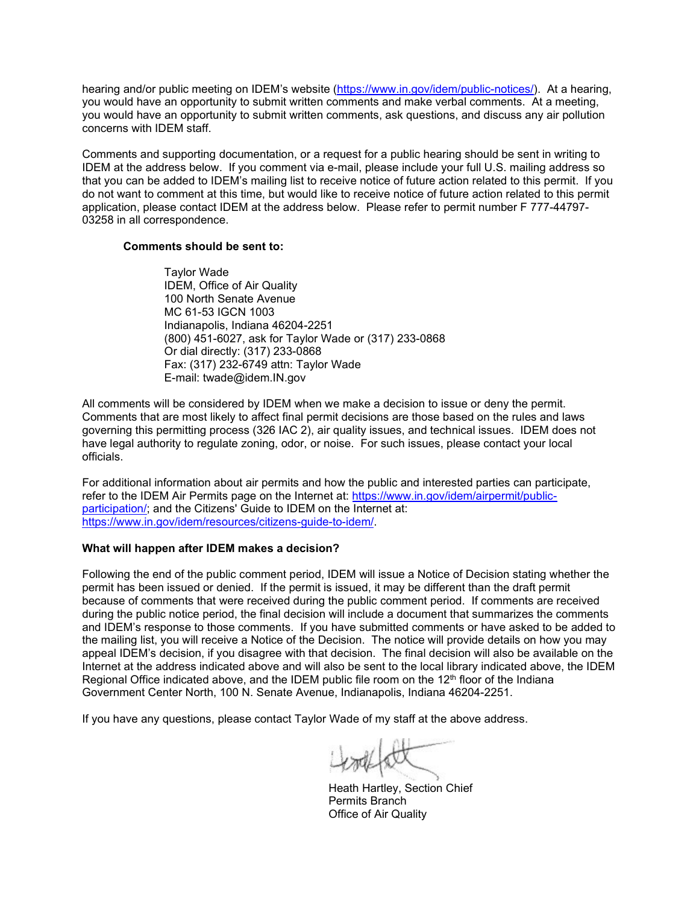hearing and/or public meeting on IDEM's website (https://www.in.gov/idem/public-notices/). At a hearing, you would have an opportunity to submit written comments and make verbal comments. At a meeting, you would have an opportunity to submit written comments, ask questions, and discuss any air pollution concerns with IDEM staff.

Comments and supporting documentation, or a request for a public hearing should be sent in writing to IDEM at the address below. If you comment via e-mail, please include your full U.S. mailing address so that you can be added to IDEM's mailing list to receive notice of future action related to this permit. If you do not want to comment at this time, but would like to receive notice of future action related to this permit application, please contact IDEM at the address below. Please refer to permit number F 777-44797-03258 in all correspondence.

**Comments should be sent to:**

Taylor Wade
IDEM, Office of Air Quality
100 North Senate Avenue
MC 61-53 IGCN 1003
Indianapolis, Indiana 46204-2251
(800) 451-6027, ask for Taylor Wade or (317) 233-0868
Or dial directly: (317) 233-0868
Fax: (317) 232-6749 attn: Taylor Wade
E-mail: twade@idem.IN.gov

All comments will be considered by IDEM when we make a decision to issue or deny the permit. Comments that are most likely to affect final permit decisions are those based on the rules and laws governing this permitting process (326 IAC 2), air quality issues, and technical issues. IDEM does not have legal authority to regulate zoning, odor, or noise. For such issues, please contact your local officials.

For additional information about air permits and how the public and interested parties can participate, refer to the IDEM Air Permits page on the Internet at: https://www.in.gov/idem/airpermit/public-participation/; and the Citizens' Guide to IDEM on the Internet at: https://www.in.gov/idem/resources/citizens-guide-to-idem/.

**What will happen after IDEM makes a decision?**

Following the end of the public comment period, IDEM will issue a Notice of Decision stating whether the permit has been issued or denied. If the permit is issued, it may be different than the draft permit because of comments that were received during the public comment period. If comments are received during the public notice period, the final decision will include a document that summarizes the comments and IDEM's response to those comments. If you have submitted comments or have asked to be added to the mailing list, you will receive a Notice of the Decision. The notice will provide details on how you may appeal IDEM's decision, if you disagree with that decision. The final decision will also be available on the Internet at the address indicated above and will also be sent to the local library indicated above, the IDEM Regional Office indicated above, and the IDEM public file room on the 12th floor of the Indiana Government Center North, 100 N. Senate Avenue, Indianapolis, Indiana 46204-2251.

If you have any questions, please contact Taylor Wade of my staff at the above address.

Heath Hartley, Section Chief
Permits Branch
Office of Air Quality